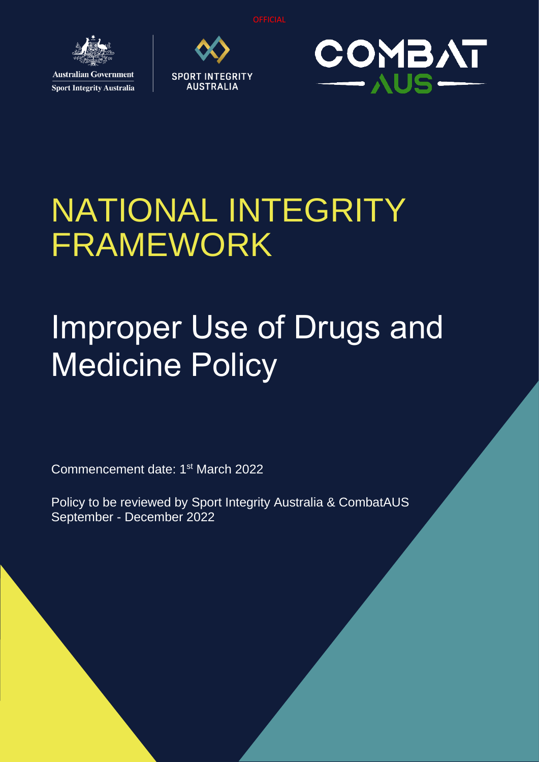OFFICIAL

Australian Government
Sport Integrity Australia

SPORT INTEGRITY AUSTRALIA

COMBAT AUS

# NATIONAL INTEGRITY FRAMEWORK

# Improper Use of Drugs and Medicine Policy

Commencement date: 1st March 2022

Policy to be reviewed by Sport Integrity Australia & CombatAUS September - December 2022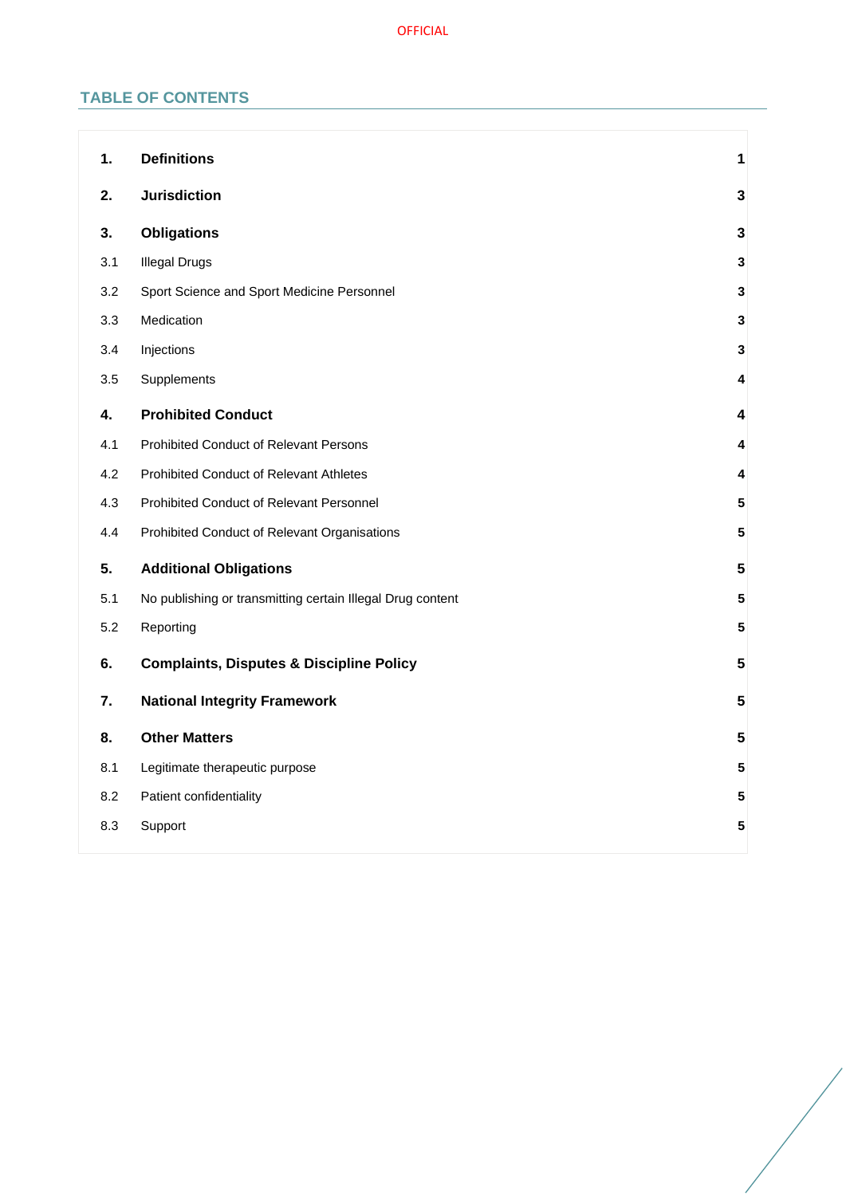## TABLE OF CONTENTS

| | | |
|---|---|---|
| **1.** | **Definitions** | **1** |
| **2.** | **Jurisdiction** | **3** |
| **3.** | **Obligations** | **3** |
| 3.1 | Illegal Drugs | **3** |
| 3.2 | Sport Science and Sport Medicine Personnel | **3** |
| 3.3 | Medication | **3** |
| 3.4 | Injections | **3** |
| 3.5 | Supplements | **4** |
| **4.** | **Prohibited Conduct** | **4** |
| 4.1 | Prohibited Conduct of Relevant Persons | **4** |
| 4.2 | Prohibited Conduct of Relevant Athletes | **4** |
| 4.3 | Prohibited Conduct of Relevant Personnel | **5** |
| 4.4 | Prohibited Conduct of Relevant Organisations | **5** |
| **5.** | **Additional Obligations** | **5** |
| 5.1 | No publishing or transmitting certain Illegal Drug content | **5** |
| 5.2 | Reporting | **5** |
| **6.** | **Complaints, Disputes & Discipline Policy** | **5** |
| **7.** | **National Integrity Framework** | **5** |
| **8.** | **Other Matters** | **5** |
| 8.1 | Legitimate therapeutic purpose | **5** |
| 8.2 | Patient confidentiality | **5** |
| 8.3 | Support | **5** |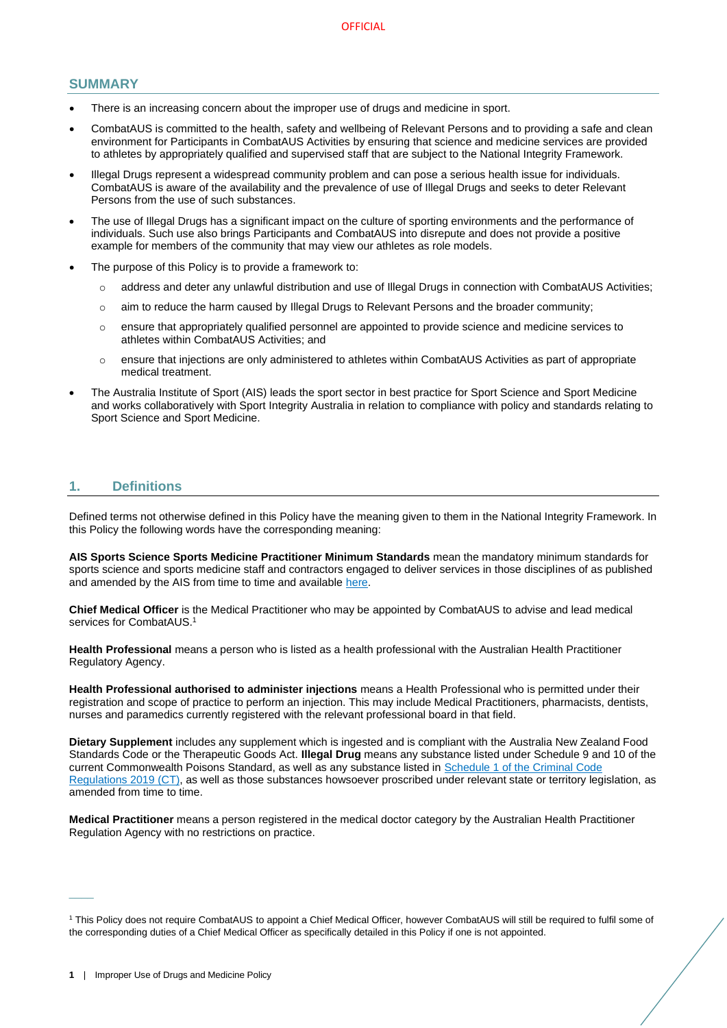## SUMMARY

- There is an increasing concern about the improper use of drugs and medicine in sport.
- CombatAUS is committed to the health, safety and wellbeing of Relevant Persons and to providing a safe and clean environment for Participants in CombatAUS Activities by ensuring that science and medicine services are provided to athletes by appropriately qualified and supervised staff that are subject to the National Integrity Framework.
- Illegal Drugs represent a widespread community problem and can pose a serious health issue for individuals. CombatAUS is aware of the availability and the prevalence of use of Illegal Drugs and seeks to deter Relevant Persons from the use of such substances.
- The use of Illegal Drugs has a significant impact on the culture of sporting environments and the performance of individuals. Such use also brings Participants and CombatAUS into disrepute and does not provide a positive example for members of the community that may view our athletes as role models.
- The purpose of this Policy is to provide a framework to:
  - address and deter any unlawful distribution and use of Illegal Drugs in connection with CombatAUS Activities;
  - aim to reduce the harm caused by Illegal Drugs to Relevant Persons and the broader community;
  - ensure that appropriately qualified personnel are appointed to provide science and medicine services to athletes within CombatAUS Activities; and
  - ensure that injections are only administered to athletes within CombatAUS Activities as part of appropriate medical treatment.
- The Australia Institute of Sport (AIS) leads the sport sector in best practice for Sport Science and Sport Medicine and works collaboratively with Sport Integrity Australia in relation to compliance with policy and standards relating to Sport Science and Sport Medicine.

## 1. Definitions

Defined terms not otherwise defined in this Policy have the meaning given to them in the National Integrity Framework. In this Policy the following words have the corresponding meaning:

**AIS Sports Science Sports Medicine Practitioner Minimum Standards** mean the mandatory minimum standards for sports science and sports medicine staff and contractors engaged to deliver services in those disciplines of as published and amended by the AIS from time to time and available here.

**Chief Medical Officer** is the Medical Practitioner who may be appointed by CombatAUS to advise and lead medical services for CombatAUS.[1]

**Health Professional** means a person who is listed as a health professional with the Australian Health Practitioner Regulatory Agency.

**Health Professional authorised to administer injections** means a Health Professional who is permitted under their registration and scope of practice to perform an injection. This may include Medical Practitioners, pharmacists, dentists, nurses and paramedics currently registered with the relevant professional board in that field.

**Dietary Supplement** includes any supplement which is ingested and is compliant with the Australia New Zealand Food Standards Code or the Therapeutic Goods Act. **Illegal Drug** means any substance listed under Schedule 9 and 10 of the current Commonwealth Poisons Standard, as well as any substance listed in Schedule 1 of the Criminal Code Regulations 2019 (CT), as well as those substances howsoever proscribed under relevant state or territory legislation, as amended from time to time.

**Medical Practitioner** means a person registered in the medical doctor category by the Australian Health Practitioner Regulation Agency with no restrictions on practice.

[1] This Policy does not require CombatAUS to appoint a Chief Medical Officer, however CombatAUS will still be required to fulfil some of the corresponding duties of a Chief Medical Officer as specifically detailed in this Policy if one is not appointed.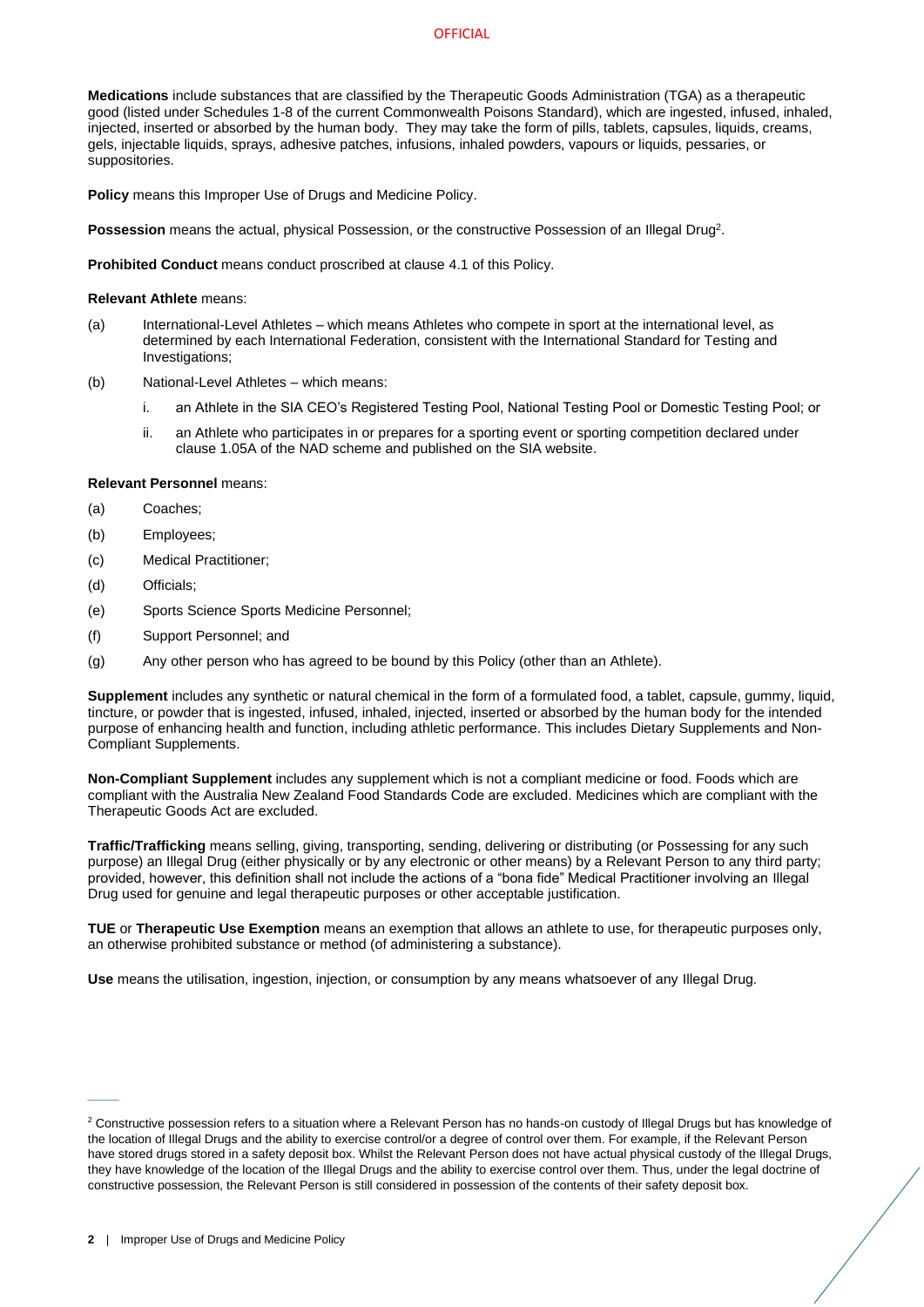**Medications** include substances that are classified by the Therapeutic Goods Administration (TGA) as a therapeutic good (listed under Schedules 1-8 of the current Commonwealth Poisons Standard), which are ingested, infused, inhaled, injected, inserted or absorbed by the human body. They may take the form of pills, tablets, capsules, liquids, creams, gels, injectable liquids, sprays, adhesive patches, infusions, inhaled powders, vapours or liquids, pessaries, or suppositories.

**Policy** means this Improper Use of Drugs and Medicine Policy.

**Possession** means the actual, physical Possession, or the constructive Possession of an Illegal Drug[2].

**Prohibited Conduct** means conduct proscribed at clause 4.1 of this Policy.

**Relevant Athlete** means:

(a) International-Level Athletes – which means Athletes who compete in sport at the international level, as determined by each International Federation, consistent with the International Standard for Testing and Investigations;

(b) National-Level Athletes – which means:

  i. an Athlete in the SIA CEO's Registered Testing Pool, National Testing Pool or Domestic Testing Pool; or

  ii. an Athlete who participates in or prepares for a sporting event or sporting competition declared under clause 1.05A of the NAD scheme and published on the SIA website.

**Relevant Personnel** means:

(a) Coaches;

(b) Employees;

(c) Medical Practitioner;

(d) Officials;

(e) Sports Science Sports Medicine Personnel;

(f) Support Personnel; and

(g) Any other person who has agreed to be bound by this Policy (other than an Athlete).

**Supplement** includes any synthetic or natural chemical in the form of a formulated food, a tablet, capsule, gummy, liquid, tincture, or powder that is ingested, infused, inhaled, injected, inserted or absorbed by the human body for the intended purpose of enhancing health and function, including athletic performance. This includes Dietary Supplements and Non-Compliant Supplements.

**Non-Compliant Supplement** includes any supplement which is not a compliant medicine or food. Foods which are compliant with the Australia New Zealand Food Standards Code are excluded. Medicines which are compliant with the Therapeutic Goods Act are excluded.

**Traffic/Trafficking** means selling, giving, transporting, sending, delivering or distributing (or Possessing for any such purpose) an Illegal Drug (either physically or by any electronic or other means) by a Relevant Person to any third party; provided, however, this definition shall not include the actions of a "bona fide" Medical Practitioner involving an Illegal Drug used for genuine and legal therapeutic purposes or other acceptable justification.

**TUE** or **Therapeutic Use Exemption** means an exemption that allows an athlete to use, for therapeutic purposes only, an otherwise prohibited substance or method (of administering a substance).

**Use** means the utilisation, ingestion, injection, or consumption by any means whatsoever of any Illegal Drug.

[2] Constructive possession refers to a situation where a Relevant Person has no hands-on custody of Illegal Drugs but has knowledge of the location of Illegal Drugs and the ability to exercise control/or a degree of control over them. For example, if the Relevant Person have stored drugs stored in a safety deposit box. Whilst the Relevant Person does not have actual physical custody of the Illegal Drugs, they have knowledge of the location of the Illegal Drugs and the ability to exercise control over them. Thus, under the legal doctrine of constructive possession, the Relevant Person is still considered in possession of the contents of their safety deposit box.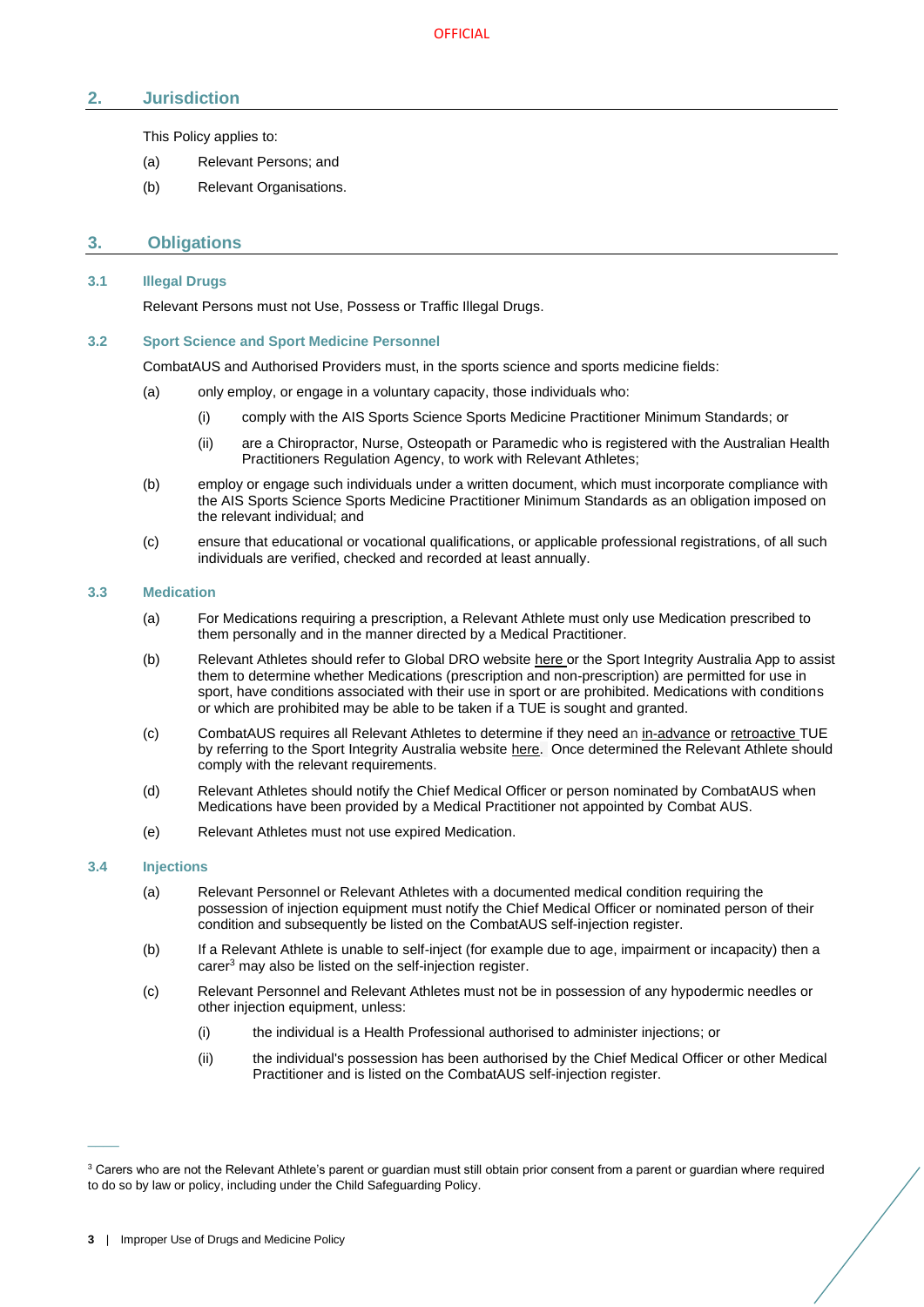## 2. Jurisdiction

This Policy applies to:

(a) Relevant Persons; and

(b) Relevant Organisations.

## 3. Obligations

### 3.1 Illegal Drugs

Relevant Persons must not Use, Possess or Traffic Illegal Drugs.

### 3.2 Sport Science and Sport Medicine Personnel

CombatAUS and Authorised Providers must, in the sports science and sports medicine fields:

(a) only employ, or engage in a voluntary capacity, those individuals who:

  (i) comply with the AIS Sports Science Sports Medicine Practitioner Minimum Standards; or

  (ii) are a Chiropractor, Nurse, Osteopath or Paramedic who is registered with the Australian Health Practitioners Regulation Agency, to work with Relevant Athletes;

(b) employ or engage such individuals under a written document, which must incorporate compliance with the AIS Sports Science Sports Medicine Practitioner Minimum Standards as an obligation imposed on the relevant individual; and

(c) ensure that educational or vocational qualifications, or applicable professional registrations, of all such individuals are verified, checked and recorded at least annually.

### 3.3 Medication

(a) For Medications requiring a prescription, a Relevant Athlete must only use Medication prescribed to them personally and in the manner directed by a Medical Practitioner.

(b) Relevant Athletes should refer to Global DRO website here or the Sport Integrity Australia App to assist them to determine whether Medications (prescription and non-prescription) are permitted for use in sport, have conditions associated with their use in sport or are prohibited. Medications with conditions or which are prohibited may be able to be taken if a TUE is sought and granted.

(c) CombatAUS requires all Relevant Athletes to determine if they need an in-advance or retroactive TUE by referring to the Sport Integrity Australia website here. Once determined the Relevant Athlete should comply with the relevant requirements.

(d) Relevant Athletes should notify the Chief Medical Officer or person nominated by CombatAUS when Medications have been provided by a Medical Practitioner not appointed by Combat AUS.

(e) Relevant Athletes must not use expired Medication.

### 3.4 Injections

(a) Relevant Personnel or Relevant Athletes with a documented medical condition requiring the possession of injection equipment must notify the Chief Medical Officer or nominated person of their condition and subsequently be listed on the CombatAUS self-injection register.

(b) If a Relevant Athlete is unable to self-inject (for example due to age, impairment or incapacity) then a carer[3] may also be listed on the self-injection register.

(c) Relevant Personnel and Relevant Athletes must not be in possession of any hypodermic needles or other injection equipment, unless:

  (i) the individual is a Health Professional authorised to administer injections; or

  (ii) the individual's possession has been authorised by the Chief Medical Officer or other Medical Practitioner and is listed on the CombatAUS self-injection register.

---

[3] Carers who are not the Relevant Athlete's parent or guardian must still obtain prior consent from a parent or guardian where required to do so by law or policy, including under the Child Safeguarding Policy.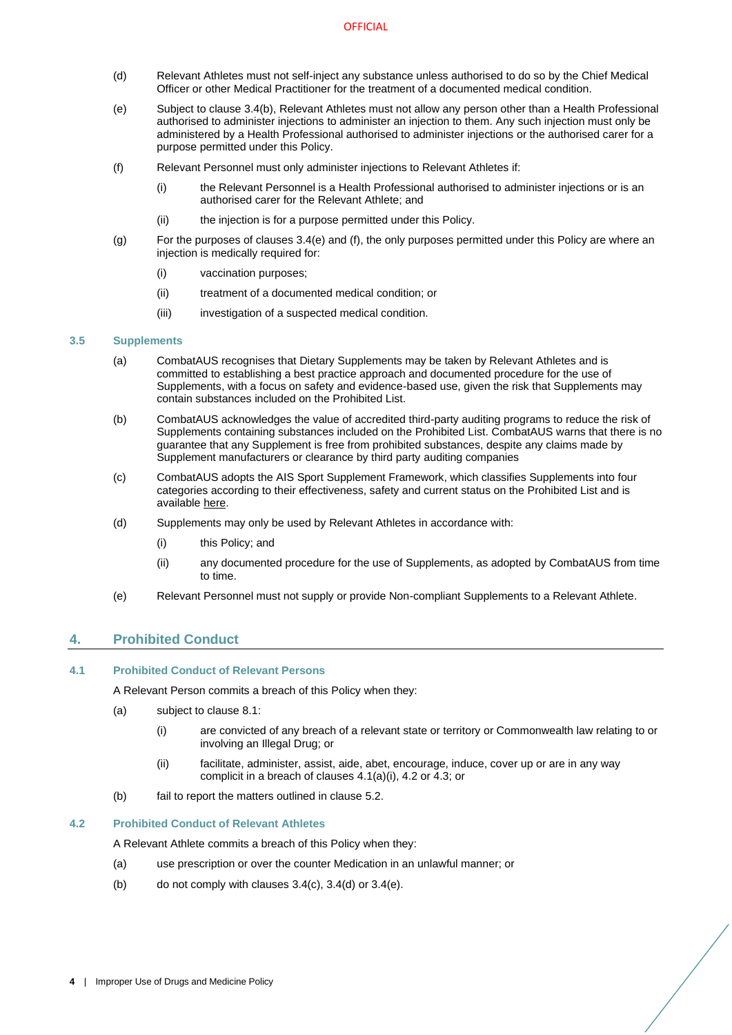(d) Relevant Athletes must not self-inject any substance unless authorised to do so by the Chief Medical Officer or other Medical Practitioner for the treatment of a documented medical condition.

(e) Subject to clause 3.4(b), Relevant Athletes must not allow any person other than a Health Professional authorised to administer injections to administer an injection to them. Any such injection must only be administered by a Health Professional authorised to administer injections or the authorised carer for a purpose permitted under this Policy.

(f) Relevant Personnel must only administer injections to Relevant Athletes if:

  (i) the Relevant Personnel is a Health Professional authorised to administer injections or is an authorised carer for the Relevant Athlete; and

  (ii) the injection is for a purpose permitted under this Policy.

(g) For the purposes of clauses 3.4(e) and (f), the only purposes permitted under this Policy are where an injection is medically required for:

  (i) vaccination purposes;

  (ii) treatment of a documented medical condition; or

  (iii) investigation of a suspected medical condition.

### 3.5 Supplements

(a) CombatAUS recognises that Dietary Supplements may be taken by Relevant Athletes and is committed to establishing a best practice approach and documented procedure for the use of Supplements, with a focus on safety and evidence-based use, given the risk that Supplements may contain substances included on the Prohibited List.

(b) CombatAUS acknowledges the value of accredited third-party auditing programs to reduce the risk of Supplements containing substances included on the Prohibited List. CombatAUS warns that there is no guarantee that any Supplement is free from prohibited substances, despite any claims made by Supplement manufacturers or clearance by third party auditing companies

(c) CombatAUS adopts the AIS Sport Supplement Framework, which classifies Supplements into four categories according to their effectiveness, safety and current status on the Prohibited List and is available here.

(d) Supplements may only be used by Relevant Athletes in accordance with:

  (i) this Policy; and

  (ii) any documented procedure for the use of Supplements, as adopted by CombatAUS from time to time.

(e) Relevant Personnel must not supply or provide Non-compliant Supplements to a Relevant Athlete.

## 4. Prohibited Conduct

### 4.1 Prohibited Conduct of Relevant Persons

A Relevant Person commits a breach of this Policy when they:

(a) subject to clause 8.1:

  (i) are convicted of any breach of a relevant state or territory or Commonwealth law relating to or involving an Illegal Drug; or

  (ii) facilitate, administer, assist, aide, abet, encourage, induce, cover up or are in any way complicit in a breach of clauses 4.1(a)(i), 4.2 or 4.3; or

(b) fail to report the matters outlined in clause 5.2.

### 4.2 Prohibited Conduct of Relevant Athletes

A Relevant Athlete commits a breach of this Policy when they:

(a) use prescription or over the counter Medication in an unlawful manner; or

(b) do not comply with clauses 3.4(c), 3.4(d) or 3.4(e).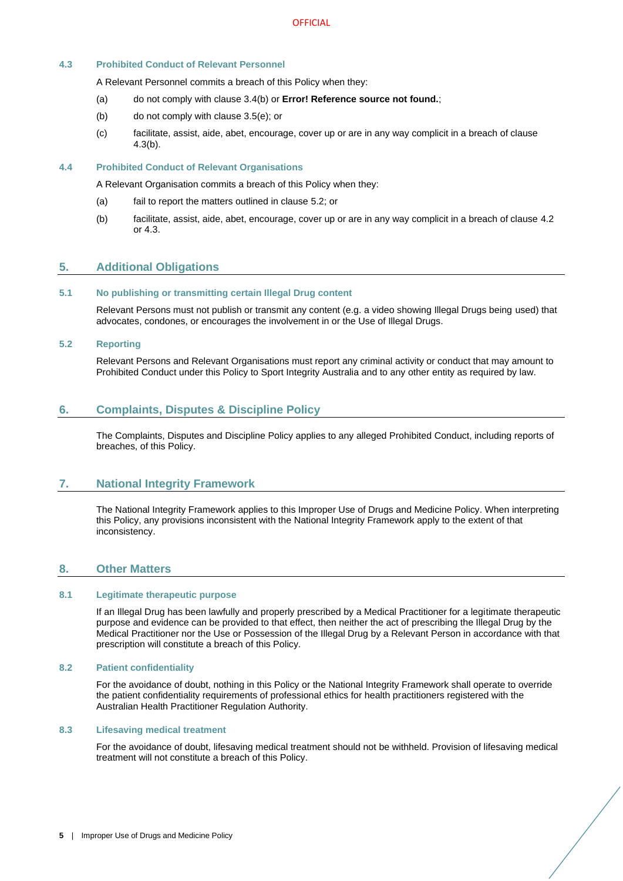### 4.3 Prohibited Conduct of Relevant Personnel

A Relevant Personnel commits a breach of this Policy when they:

(a) do not comply with clause 3.4(b) or **Error! Reference source not found.**;

(b) do not comply with clause 3.5(e); or

(c) facilitate, assist, aide, abet, encourage, cover up or are in any way complicit in a breach of clause 4.3(b).

### 4.4 Prohibited Conduct of Relevant Organisations

A Relevant Organisation commits a breach of this Policy when they:

(a) fail to report the matters outlined in clause 5.2; or

(b) facilitate, assist, aide, abet, encourage, cover up or are in any way complicit in a breach of clause 4.2 or 4.3.

## 5. Additional Obligations

### 5.1 No publishing or transmitting certain Illegal Drug content

Relevant Persons must not publish or transmit any content (e.g. a video showing Illegal Drugs being used) that advocates, condones, or encourages the involvement in or the Use of Illegal Drugs.

### 5.2 Reporting

Relevant Persons and Relevant Organisations must report any criminal activity or conduct that may amount to Prohibited Conduct under this Policy to Sport Integrity Australia and to any other entity as required by law.

## 6. Complaints, Disputes & Discipline Policy

The Complaints, Disputes and Discipline Policy applies to any alleged Prohibited Conduct, including reports of breaches, of this Policy.

## 7. National Integrity Framework

The National Integrity Framework applies to this Improper Use of Drugs and Medicine Policy. When interpreting this Policy, any provisions inconsistent with the National Integrity Framework apply to the extent of that inconsistency.

## 8. Other Matters

### 8.1 Legitimate therapeutic purpose

If an Illegal Drug has been lawfully and properly prescribed by a Medical Practitioner for a legitimate therapeutic purpose and evidence can be provided to that effect, then neither the act of prescribing the Illegal Drug by the Medical Practitioner nor the Use or Possession of the Illegal Drug by a Relevant Person in accordance with that prescription will constitute a breach of this Policy.

### 8.2 Patient confidentiality

For the avoidance of doubt, nothing in this Policy or the National Integrity Framework shall operate to override the patient confidentiality requirements of professional ethics for health practitioners registered with the Australian Health Practitioner Regulation Authority.

### 8.3 Lifesaving medical treatment

For the avoidance of doubt, lifesaving medical treatment should not be withheld. Provision of lifesaving medical treatment will not constitute a breach of this Policy.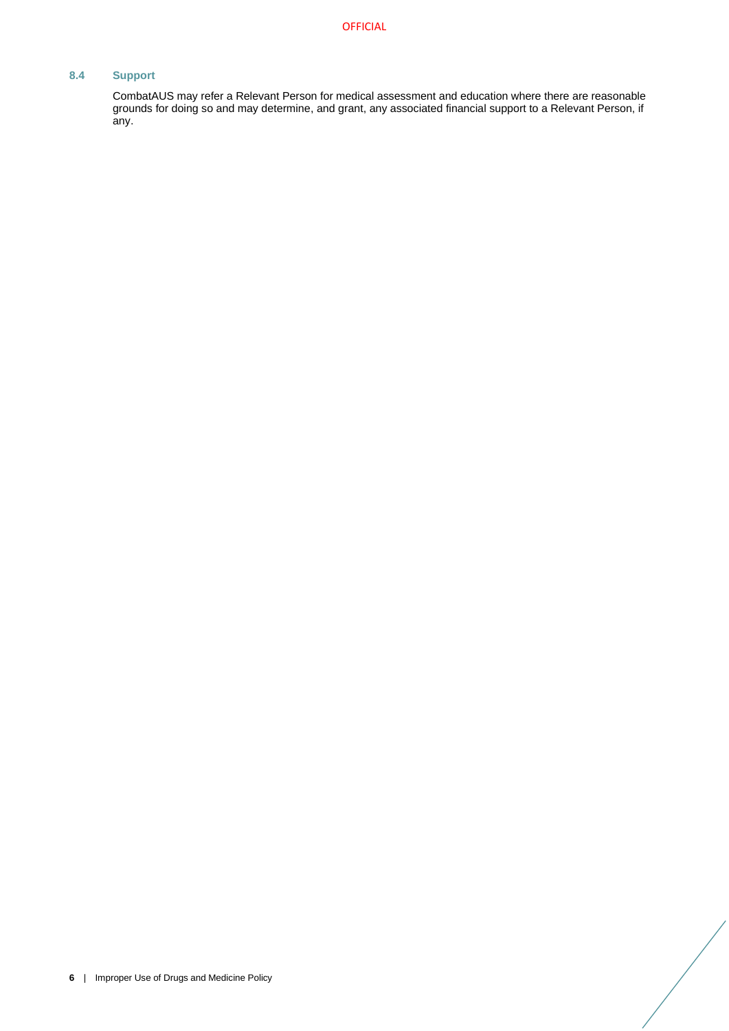### 8.4 Support

CombatAUS may refer a Relevant Person for medical assessment and education where there are reasonable grounds for doing so and may determine, and grant, any associated financial support to a Relevant Person, if any.